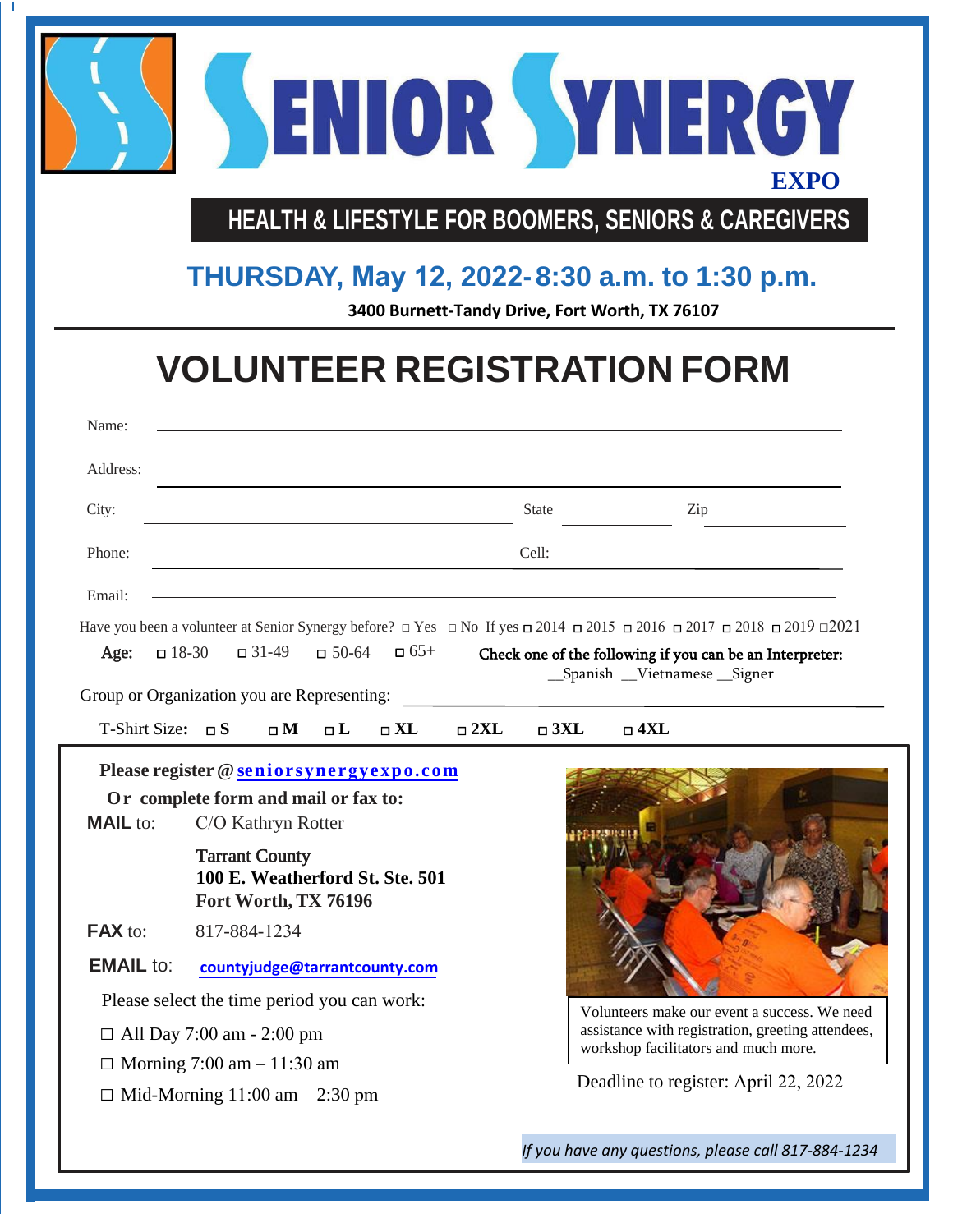# SENIOR SYNERGY EXPO

**HEALTH & LIFESTYLE FOR BOOMERS, SENIORS & CAREGIVERS**

## THURSDAY, May 12, 2022- 8:30 a.m. to 1:30 p.m.

**3400 Burnett-Tandy Drive, Fort Worth, TX 76107**

# VOLUNTEER REGISTRATION FORM

Name: ______________________________________________

Address: ______________________________________________

City: ______________________ State __________ Zip __________

Phone: ______________________ Cell: ______________________

Email: ______________________________________________

Have you been a volunter at Senior Synergy before? □ Yes □ No If yes □ 2014 □ 2015 □ 2016 □ 2017 □ 2018 □ 2019 □2021

**Age:** □ 18-30 □ 31-49 □ 50-64 □ 65+

**Check one of the following if you can be an Interpreter:** __Spanish __Vietnamese __Signer

Group or Organization you are Representing: ______________________

T-Shirt Size: □ **S** □ **M** □ **L** □ **XL** □ **2XL** □ **3XL** □ **4XL**

**Please register @ seniorsynergyexpo.com**

**Or complete form and mail or fax to:**

**MAIL** to: C/O Kathryn Rotter
Tarrant County
**100 E. Weatherford St. Ste. 501**
**Fort Worth, TX 76196**

**FAX** to: 817-884-1234

**EMAIL** to: **countyjudge@tarrantcounty.com**

Please select the time period you can work:

- ☐ All Day 7:00 am - 2:00 pm
- ☐ Morning 7:00 am – 11:30 am
- ☐ Mid-Morning 11:00 am – 2:30 pm

Volunteers make our event a success. We need assistance with registration, greeting attendees, workshop facilitators and much more.

Deadline to register: April 22, 2022

*If you have any questions, please call 817-884-1234*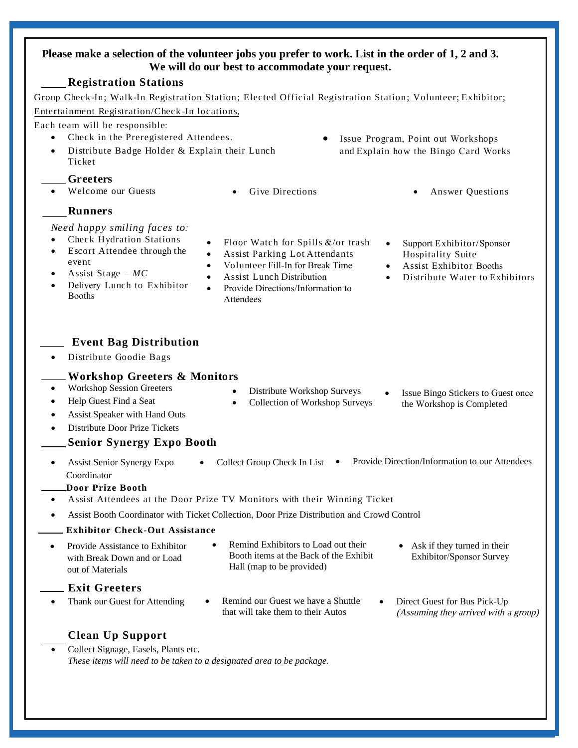**Please make a selection of the volunteer jobs you prefer to work. List in the order of 1, 2 and 3. We will do our best to accommodate your request.**

____ **Registration Stations**

Group Check-In; Walk-In Registration Station; Elected Official Registration Station; Volunteer; Exhibitor; Entertainment Registration/Check-In locations,

Each team will be responsible:

- Check in the Preregistered Attendees.
- Distribute Badge Holder & Explain their Lunch Ticket
- Issue Program, Point out Workshops and Explain how the Bingo Card Works

____ **Greeters**

- Welcome our Guests
- Give Directions
- Answer Questions

____ **Runners**

*Need happy smiling faces to:*

- Check Hydration Stations
- Escort Attendee through the event
- Assist Stage – *MC*
- Delivery Lunch to Exhibitor Booths
- Floor Watch for Spills &/or trash
- Assist Parking Lot Attendants
- Volunteer Fill-In for Break Time
- Assist Lunch Distribution
- Provide Directions/Information to Attendees
- Support Exhibitor/Sponsor Hospitality Suite
- Assist Exhibitor Booths
- Distribute Water to Exhibitors

____ **Event Bag Distribution**

- Distribute Goodie Bags

____ **Workshop Greeters & Monitors**

- Workshop Session Greeters
- Help Guest Find a Seat
- Assist Speaker with Hand Outs
- Distribute Door Prize Tickets
- Distribute Workshop Surveys
- Collection of Workshop Surveys
- Issue Bingo Stickers to Guest once the Workshop is Completed

____ **Senior Synergy Expo Booth**

- Assist Senior Synergy Expo Coordinator
- Collect Group Check In List
- Provide Direction/Information to our Attendees

____ **Door Prize Booth**

- Assist Attendees at the Door Prize TV Monitors with their Winning Ticket
- Assist Booth Coordinator with Ticket Collection, Door Prize Distribution and Crowd Control

____ **Exhibitor Check-Out Assistance**

- Provide Assistance to Exhibitor with Break Down and or Load out of Materials
- Remind Exhibitors to Load out their Booth items at the Back of the Exhibit Hall (map to be provided)
- Ask if they turned in their Exhibitor/Sponsor Survey

____ **Exit Greeters**

- Thank our Guest for Attending
- Remind our Guest we have a Shuttle that will take them to their Autos
- Direct Guest for Bus Pick-Up *(Assuming they arrived with a group)*

____ **Clean Up Support**

- Collect Signage, Easels, Plants etc.

*These items will need to be taken to a designated area to be package.*